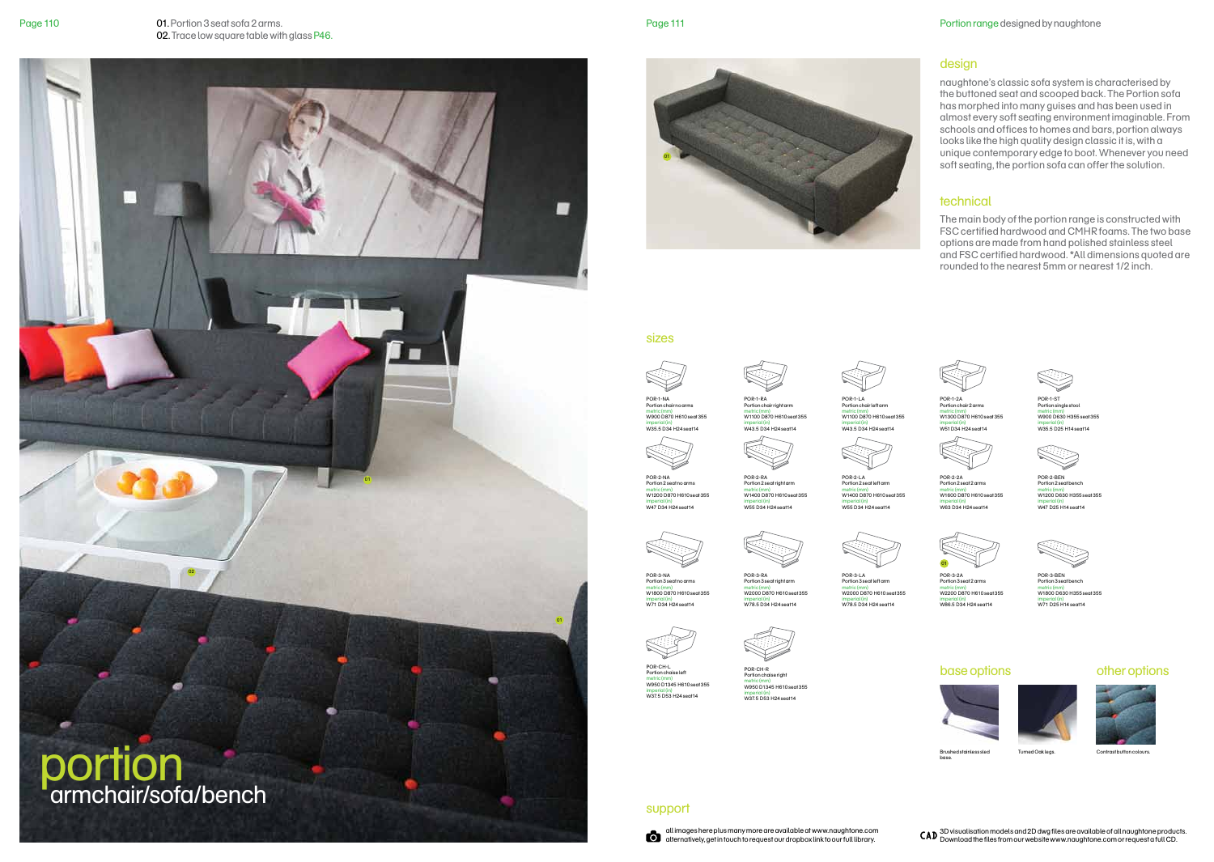**01.** Portion 3 seat sofa 2 arms.
**02.** Trace low square table with glass P46.

# portion
## armchair/sofa/bench

Portion range designed by naughtone

## design

naughtone's classic sofa system is characterised by the buttoned seat and scooped back. The Portion sofa has morphed into many guises and has been used in almost every soft seating environment imaginable. From schools and offices to homes and bars, portion always looks like the high quality design classic it is, with a unique contemporary edge to boot. Whenever you need soft seating, the portion sofa can offer the solution.

## technical

The main body of the portion range is constructed with FSC certified hardwood and CMHR foams. The two base options are made from hand polished stainless steel and FSC certified hardwood. *All dimensions quoted are rounded to the nearest 5mm or nearest 1/2 inch.

## sizes

| Code | Description | metric (mm) | imperial (in) |
|---|---|---|---|
| POR-1-NA | Portion chair no arms | W900 D870 H610 seat 355 | W35.5 D34 H24 seat 14 |
| POR-1-RA | Portion chair right arm | W1100 D870 H610 seat 355 | W43.5 D34 H24 seat 14 |
| POR-1-LA | Portion chair left arm | W1100 D870 H610 seat 355 | W43.5 D34 H24 seat 14 |
| POR-1-2A | Portion chair 2 arms | W1300 D870 H610 seat 355 | W51 D34 H24 seat 14 |
| POR-1-ST | Portion single stool | W900 D630 H355 seat 355 | W35.5 D25 H14 seat 14 |
| POR-2-NA | Portion 2 seat no arms | W1200 D870 H610 seat 355 | W47 D34 H24 seat 14 |
| POR-2-RA | Portion 2 seat right arm | W1400 D870 H610 seat 355 | W55 D34 H24 seat 14 |
| POR-2-LA | Portion 2 seat left arm | W1400 D870 H610 seat 355 | W55 D34 H24 seat 14 |
| POR-2-2A | Portion 2 seat 2 arms | W1600 D870 H610 seat 355 | W63 D34 H24 seat 14 |
| POR-2-BEN | Portion 2 seat bench | W1200 D630 H355 seat 355 | W47 D25 H14 seat 14 |
| POR-3-NA | Portion 3 seat no arms | W1800 D870 H610 seat 355 | W71 D34 H24 seat 14 |
| POR-3-RA | Portion 3 seat right arm | W2000 D870 H610 seat 355 | W78.5 D34 H24 seat 14 |
| POR-3-LA | Portion 3 seat left arm | W2000 D870 H610 seat 355 | W78.5 D34 H24 seat 14 |
| POR-3-2A | Portion 3 seat 2 arms | W2200 D870 H610 seat 355 | W86.5 D34 H24 seat 14 |
| POR-3-BEN | Portion 3 seat bench | W1800 D630 H355 seat 355 | W71 D25 H14 seat 14 |
| POR-CH-L | Portion chaise left | W950 D1345 H610 seat 355 | W37.5 D53 H24 seat 14 |
| POR-CH-R | Portion chaise right | W950 D1345 H610 seat 355 | W37.5 D53 H24 seat 14 |

## base options

Brushed stainless steel base.

Turned Oak legs.

## other options

Contrast button colours.

## support

all images here plus many more are available at www.naughtone.com alternatively, get in touch to request our dropbox link to our full library.

CAD 3D visualisation models and 2D dwg files are available of all naughtone products. Download the files from our website www.naughtone.com or request a full CD.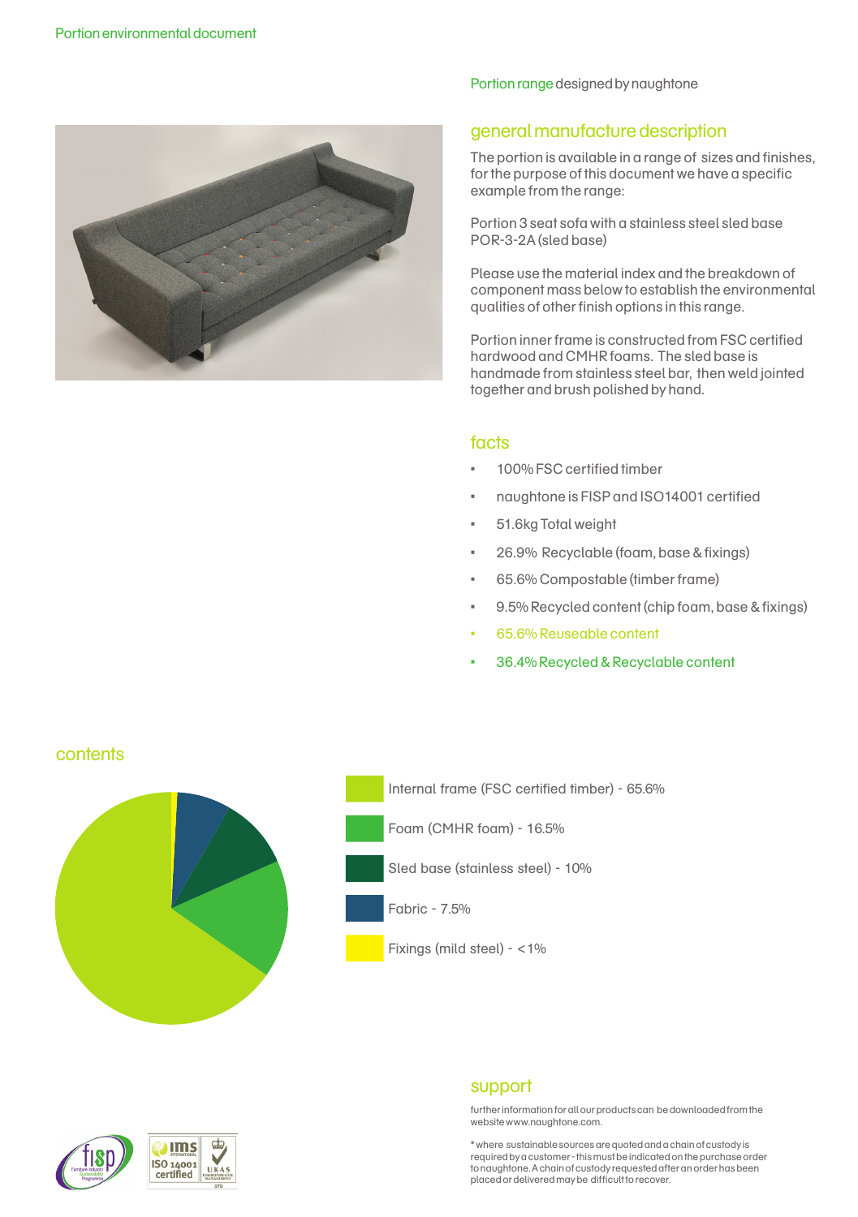Portion range designed by naughtone

## general manufacture description

The portion is available in a range of sizes and finishes, for the purpose of this document we have a specific example from the range:

Portion 3 seat sofa with a stainless steel sled base POR-3-2A (sled base)

Please use the material index and the breakdown of component mass below to establish the environmental qualities of other finish options in this range.

Portion inner frame is constructed from FSC certified hardwood and CMHR foams. The sled base is handmade from stainless steel bar, then weld jointed together and brush polished by hand.

## facts

- 100% FSC certified timber
- naughtone is FISP and ISO14001 certified
- 51.6kg Total weight
- 26.9% Recyclable (foam, base & fixings)
- 65.6% Compostable (timber frame)
- 9.5% Recycled content (chip foam, base & fixings)
- 65.6% Reuseable content
- 36.4% Recycled & Recyclable content

## contents

Internal frame (FSC certified timber) - 65.6%

Foam (CMHR foam) - 16.5%

Sled base (stainless steel) - 10%

Fabric - 7.5%

Fixings (mild steel) - <1%

## support

further information for all our products can be downloaded from the website www.naughtone.com.

* where sustainable sources are quoted and a chain of custody is required by a customer - this must be indicated on the purchase order to naughtone. A chain of custody requested after an order has been placed or delivered may be difficult to recover.